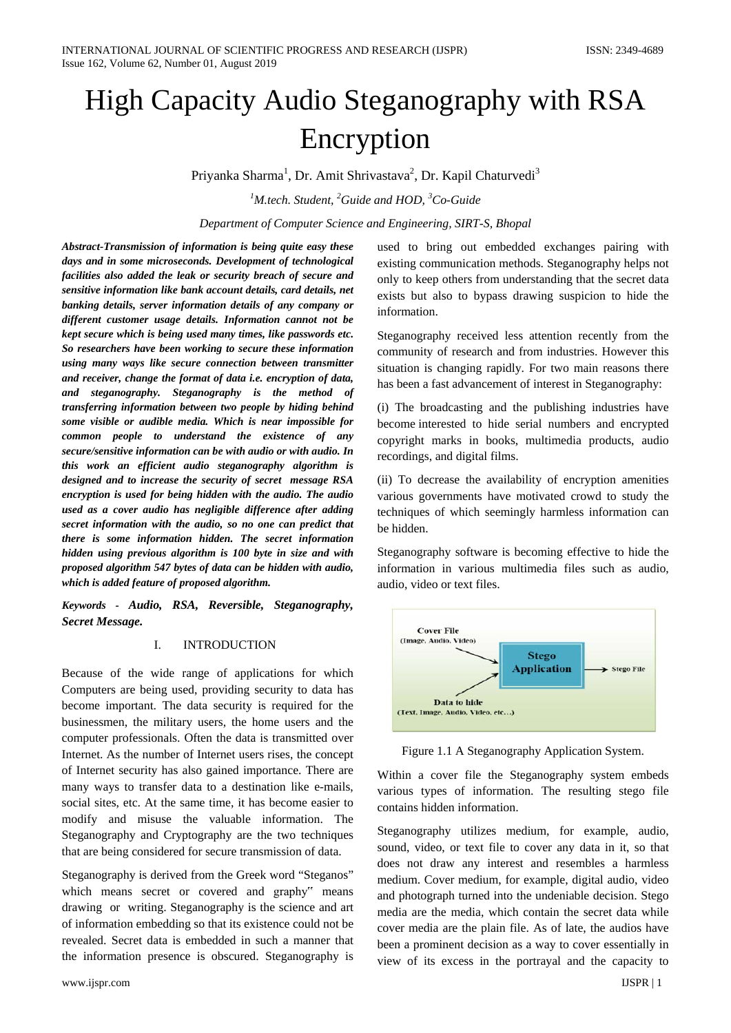# High Capacity Audio Steganography with RSA Encryption

Priyanka Sharma[1], Dr. Amit Shrivastava[2], Dr. Kapil Chaturvedi[3]

[1]*M.tech. Student,* [2]*Guide and HOD,* [3]*Co-Guide*

*Department of Computer Science and Engineering, SIRT-S, Bhopal*

***Abstract-Transmission of information is being quite easy these days and in some microseconds. Development of technological facilities also added the leak or security breach of secure and sensitive information like bank account details, card details, net banking details, server information details of any company or different customer usage details. Information cannot not be kept secure which is being used many times, like passwords etc. So researchers have been working to secure these information using many ways like secure connection between transmitter and receiver, change the format of data i.e. encryption of data, and steganography. Steganography is the method of transferring information between two people by hiding behind some visible or audible media. Which is near impossible for common people to understand the existence of any secure/sensitive information can be with audio or with audio. In this work an efficient audio steganography algorithm is designed and to increase the security of secret message RSA encryption is used for being hidden with the audio. The audio used as a cover audio has negligible difference after adding secret information with the audio, so no one can predict that there is some information hidden. The secret information hidden using previous algorithm is 100 byte in size and with proposed algorithm 547 bytes of data can be hidden with audio, which is added feature of proposed algorithm.***

***Keywords - Audio, RSA, Reversible, Steganography, Secret Message.***

## I. INTRODUCTION

Because of the wide range of applications for which Computers are being used, providing security to data has become important. The data security is required for the businessmen, the military users, the home users and the computer professionals. Often the data is transmitted over Internet. As the number of Internet users rises, the concept of Internet security has also gained importance. There are many ways to transfer data to a destination like e-mails, social sites, etc. At the same time, it has become easier to modify and misuse the valuable information. The Steganography and Cryptography are the two techniques that are being considered for secure transmission of data.

Steganography is derived from the Greek word "Steganos" which means secret or covered and graphy" means drawing or writing. Steganography is the science and art of information embedding so that its existence could not be revealed. Secret data is embedded in such a manner that the information presence is obscured. Steganography is used to bring out embedded exchanges pairing with existing communication methods. Steganography helps not only to keep others from understanding that the secret data exists but also to bypass drawing suspicion to hide the information.

Steganography received less attention recently from the community of research and from industries. However this situation is changing rapidly. For two main reasons there has been a fast advancement of interest in Steganography:

(i) The broadcasting and the publishing industries have become interested to hide serial numbers and encrypted copyright marks in books, multimedia products, audio recordings, and digital films.

(ii) To decrease the availability of encryption amenities various governments have motivated crowd to study the techniques of which seemingly harmless information can be hidden.

Steganography software is becoming effective to hide the information in various multimedia files such as audio, audio, video or text files.

Cover File
(Image, Audio, Video)

Stego Application → Stego File

Data to hide
(Text, Image, Audio, Video, etc…)

Figure 1.1 A Steganography Application System.

Within a cover file the Steganography system embeds various types of information. The resulting stego file contains hidden information.

Steganography utilizes medium, for example, audio, sound, video, or text file to cover any data in it, so that does not draw any interest and resembles a harmless medium. Cover medium, for example, digital audio, video and photograph turned into the undeniable decision. Stego media are the media, which contain the secret data while cover media are the plain file. As of late, the audios have been a prominent decision as a way to cover essentially in view of its excess in the portrayal and the capacity to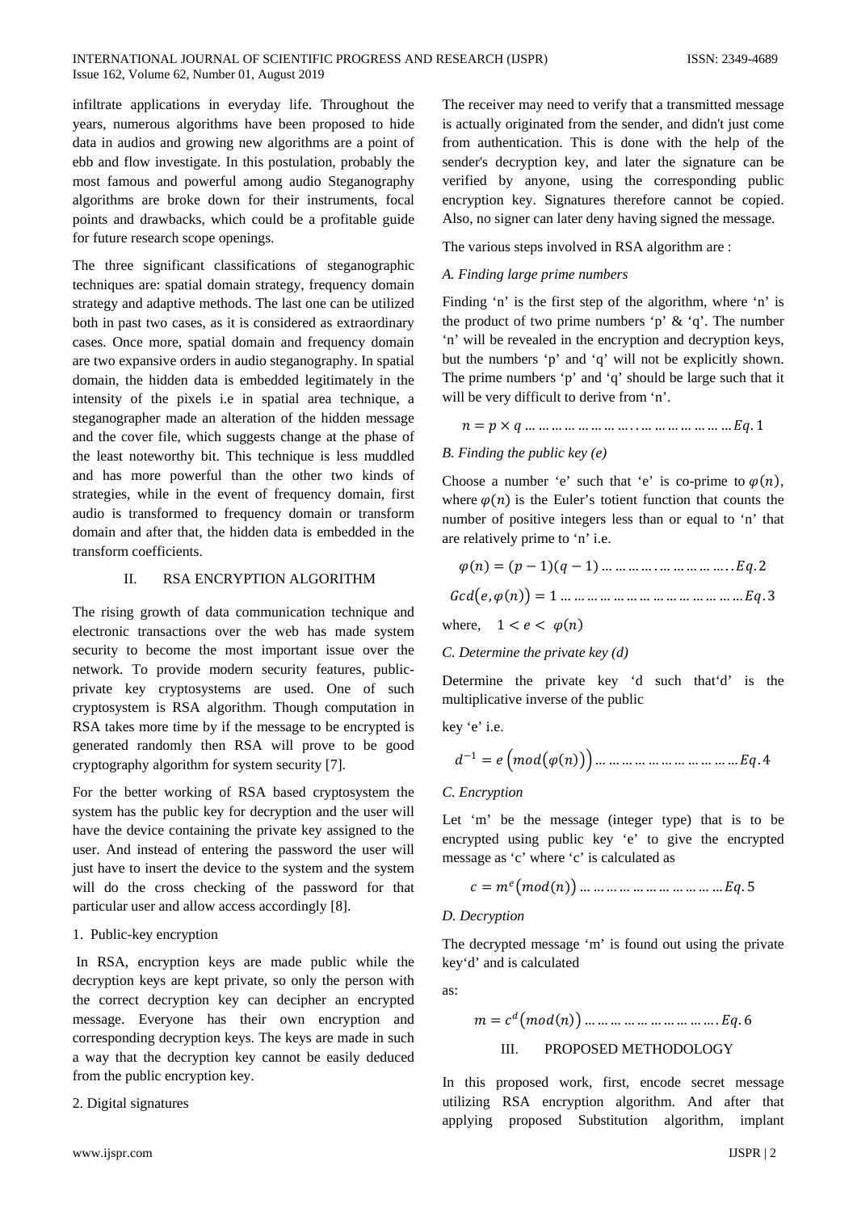infiltrate applications in everyday life. Throughout the years, numerous algorithms have been proposed to hide data in audios and growing new algorithms are a point of ebb and flow investigate. In this postulation, probably the most famous and powerful among audio Steganography algorithms are broke down for their instruments, focal points and drawbacks, which could be a profitable guide for future research scope openings.

The three significant classifications of steganographic techniques are: spatial domain strategy, frequency domain strategy and adaptive methods. The last one can be utilized both in past two cases, as it is considered as extraordinary cases. Once more, spatial domain and frequency domain are two expansive orders in audio steganography. In spatial domain, the hidden data is embedded legitimately in the intensity of the pixels i.e in spatial area technique, a steganographer made an alteration of the hidden message and the cover file, which suggests change at the phase of the least noteworthy bit. This technique is less muddled and has more powerful than the other two kinds of strategies, while in the event of frequency domain, first audio is transformed to frequency domain or transform domain and after that, the hidden data is embedded in the transform coefficients.

## II. RSA ENCRYPTION ALGORITHM

The rising growth of data communication technique and electronic transactions over the web has made system security to become the most important issue over the network. To provide modern security features, public-private key cryptosystems are used. One of such cryptosystem is RSA algorithm. Though computation in RSA takes more time by if the message to be encrypted is generated randomly then RSA will prove to be good cryptography algorithm for system security [7].

For the better working of RSA based cryptosystem the system has the public key for decryption and the user will have the device containing the private key assigned to the user. And instead of entering the password the user will just have to insert the device to the system and the system will do the cross checking of the password for that particular user and allow access accordingly [8].

1. Public-key encryption

In RSA, encryption keys are made public while the decryption keys are kept private, so only the person with the correct decryption key can decipher an encrypted message. Everyone has their own encryption and corresponding decryption keys. The keys are made in such a way that the decryption key cannot be easily deduced from the public encryption key.

2. Digital signatures

The receiver may need to verify that a transmitted message is actually originated from the sender, and didn't just come from authentication. This is done with the help of the sender's decryption key, and later the signature can be verified by anyone, using the corresponding public encryption key. Signatures therefore cannot be copied. Also, no signer can later deny having signed the message.

The various steps involved in RSA algorithm are :

*A. Finding large prime numbers*

Finding 'n' is the first step of the algorithm, where 'n' is the product of two prime numbers 'p' & 'q'. The number 'n' will be revealed in the encryption and decryption keys, but the numbers 'p' and 'q' will not be explicitly shown. The prime numbers 'p' and 'q' should be large such that it will be very difficult to derive from 'n'.

$$n = p \times q \ldots\ldots\ldots\ldots\ldots\ldots Eq.1$$

*B. Finding the public key (e)*

Choose a number 'e' such that 'e' is co-prime to $\varphi(n)$, where $\varphi(n)$ is the Euler's totient function that counts the number of positive integers less than or equal to 'n' that are relatively prime to 'n' i.e.

$$\varphi(n) = (p-1)(q-1) \ldots\ldots\ldots\ldots Eq.2$$

$$Gcd(e, \varphi(n)) = 1 \ldots\ldots\ldots\ldots\ldots\ldots Eq.3$$

where, $1 < e < \varphi(n)$

*C. Determine the private key (d)*

Determine the private key 'd such that'd' is the multiplicative inverse of the public

key 'e' i.e.

$$d^{-1} = e\left(mod(\varphi(n))\right) \ldots\ldots\ldots\ldots\ldots\ldots Eq.4$$

*C. Encryption*

Let 'm' be the message (integer type) that is to be encrypted using public key 'e' to give the encrypted message as 'c' where 'c' is calculated as

$$c = m^e(mod(n)) \ldots\ldots\ldots\ldots\ldots\ldots Eq.5$$

*D. Decryption*

The decrypted message 'm' is found out using the private key'd' and is calculated

as:

$$m = c^d(mod(n)) \ldots\ldots\ldots\ldots\ldots\ldots Eq.6$$

## III. PROPOSED METHODOLOGY

In this proposed work, first, encode secret message utilizing RSA encryption algorithm. And after that applying proposed Substitution algorithm, implant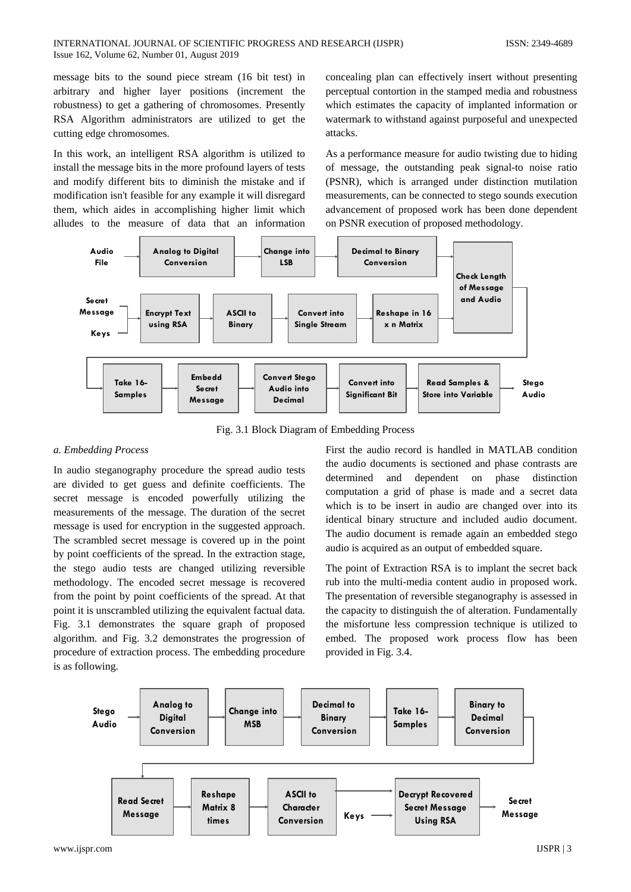message bits to the sound piece stream (16 bit test) in arbitrary and higher layer positions (increment the robustness) to get a gathering of chromosomes. Presently RSA Algorithm administrators are utilized to get the cutting edge chromosomes.

In this work, an intelligent RSA algorithm is utilized to install the message bits in the more profound layers of tests and modify different bits to diminish the mistake and if modification isn't feasible for any example it will disregard them, which aides in accomplishing higher limit which alludes to the measure of data that an information concealing plan can effectively insert without presenting perceptual contortion in the stamped media and robustness which estimates the capacity of implanted information or watermark to withstand against purposeful and unexpected attacks.

As a performance measure for audio twisting due to hiding of message, the outstanding peak signal-to noise ratio (PSNR), which is arranged under distinction mutilation measurements, can be connected to stego sounds execution advancement of proposed work has been done dependent on PSNR execution of proposed methodology.

Fig. 3.1 Block Diagram of Embedding Process

*a. Embedding Process*

In audio steganography procedure the spread audio tests are divided to get guess and definite coefficients. The secret message is encoded powerfully utilizing the measurements of the message. The duration of the secret message is used for encryption in the suggested approach. The scrambled secret message is covered up in the point by point coefficients of the spread. In the extraction stage, the stego audio tests are changed utilizing reversible methodology. The encoded secret message is recovered from the point by point coefficients of the spread. At that point it is unscrambled utilizing the equivalent factual data. Fig. 3.1 demonstrates the square graph of proposed algorithm. and Fig. 3.2 demonstrates the progression of procedure of extraction process. The embedding procedure is as following.

First the audio record is handled in MATLAB condition the audio documents is sectioned and phase contrasts are determined and dependent on phase distinction computation a grid of phase is made and a secret data which is to be insert in audio are changed over into its identical binary structure and included audio document. The audio document is remade again an embedded stego audio is acquired as an output of embedded square.

The point of Extraction RSA is to implant the secret back rub into the multi-media content audio in proposed work. The presentation of reversible steganography is assessed in the capacity to distinguish the of alteration. Fundamentally the misfortune less compression technique is utilized to embed. The proposed work process flow has been provided in Fig. 3.4.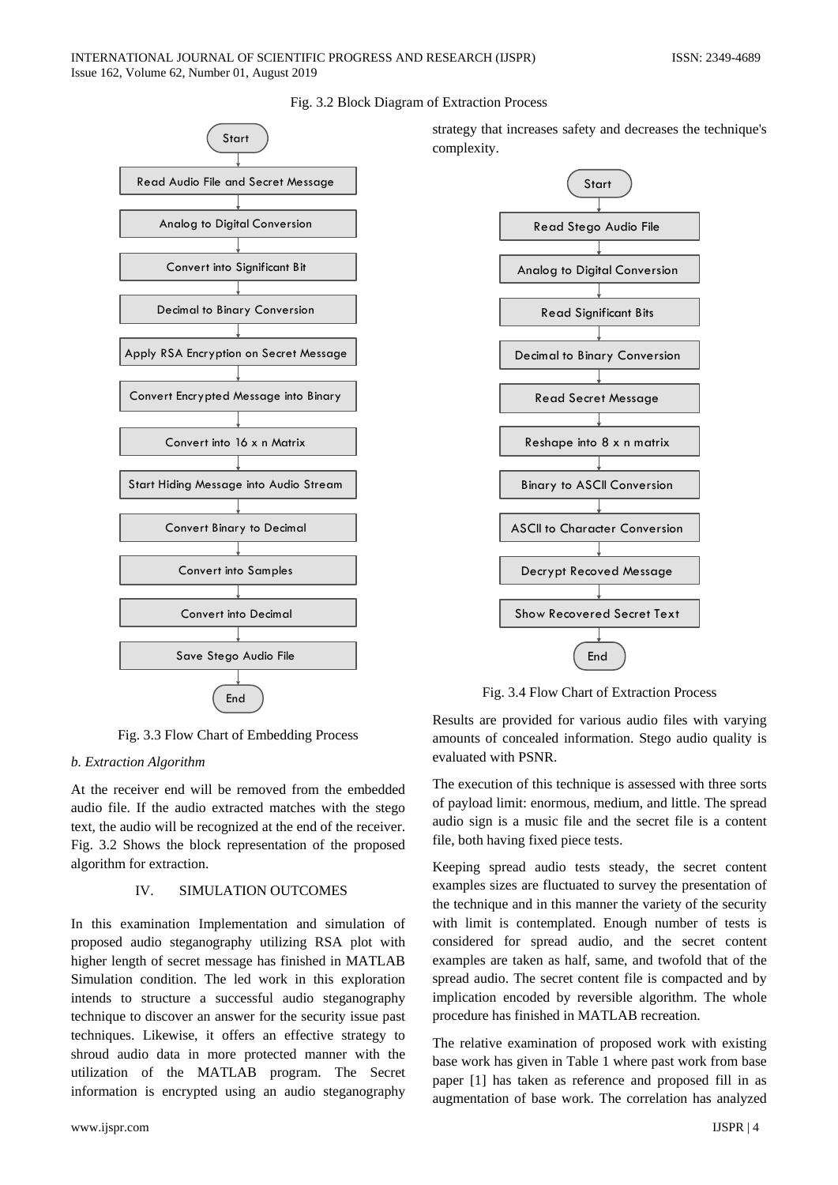Fig. 3.2 Block Diagram of Extraction Process

Start

Read Audio File and Secret Message

Analog to Digital Conversion

Convert into Significant Bit

Decimal to Binary Conversion

Apply RSA Encryption on Secret Message

Convert Encrypted Message into Binary

Convert into 16 x n Matrix

Start Hiding Message into Audio Stream

Convert Binary to Decimal

Convert into Samples

Convert into Decimal

Save Stego Audio File

End

Fig. 3.3 Flow Chart of Embedding Process

*b. Extraction Algorithm*

At the receiver end will be removed from the embedded audio file. If the audio extracted matches with the stego text, the audio will be recognized at the end of the receiver. Fig. 3.2 Shows the block representation of the proposed algorithm for extraction.

## IV. SIMULATION OUTCOMES

In this examination Implementation and simulation of proposed audio steganography utilizing RSA plot with higher length of secret message has finished in MATLAB Simulation condition. The led work in this exploration intends to structure a successful audio steganography technique to discover an answer for the security issue past techniques. Likewise, it offers an effective strategy to shroud audio data in more protected manner with the utilization of the MATLAB program. The Secret information is encrypted using an audio steganography strategy that increases safety and decreases the technique's complexity.

Start

Read Stego Audio File

Analog to Digital Conversion

Read Significant Bits

Decimal to Binary Conversion

Read Secret Message

Reshape into 8 x n matrix

Binary to ASCII Conversion

ASCII to Character Conversion

Decrypt Recoved Message

Show Recovered Secret Text

End

Fig. 3.4 Flow Chart of Extraction Process

Results are provided for various audio files with varying amounts of concealed information. Stego audio quality is evaluated with PSNR.

The execution of this technique is assessed with three sorts of payload limit: enormous, medium, and little. The spread audio sign is a music file and the secret file is a content file, both having fixed piece tests.

Keeping spread audio tests steady, the secret content examples sizes are fluctuated to survey the presentation of the technique and in this manner the variety of the security with limit is contemplated. Enough number of tests is considered for spread audio, and the secret content examples are taken as half, same, and twofold that of the spread audio. The secret content file is compacted and by implication encoded by reversible algorithm. The whole procedure has finished in MATLAB recreation.

The relative examination of proposed work with existing base work has given in Table 1 where past work from base paper [1] has taken as reference and proposed fill in as augmentation of base work. The correlation has analyzed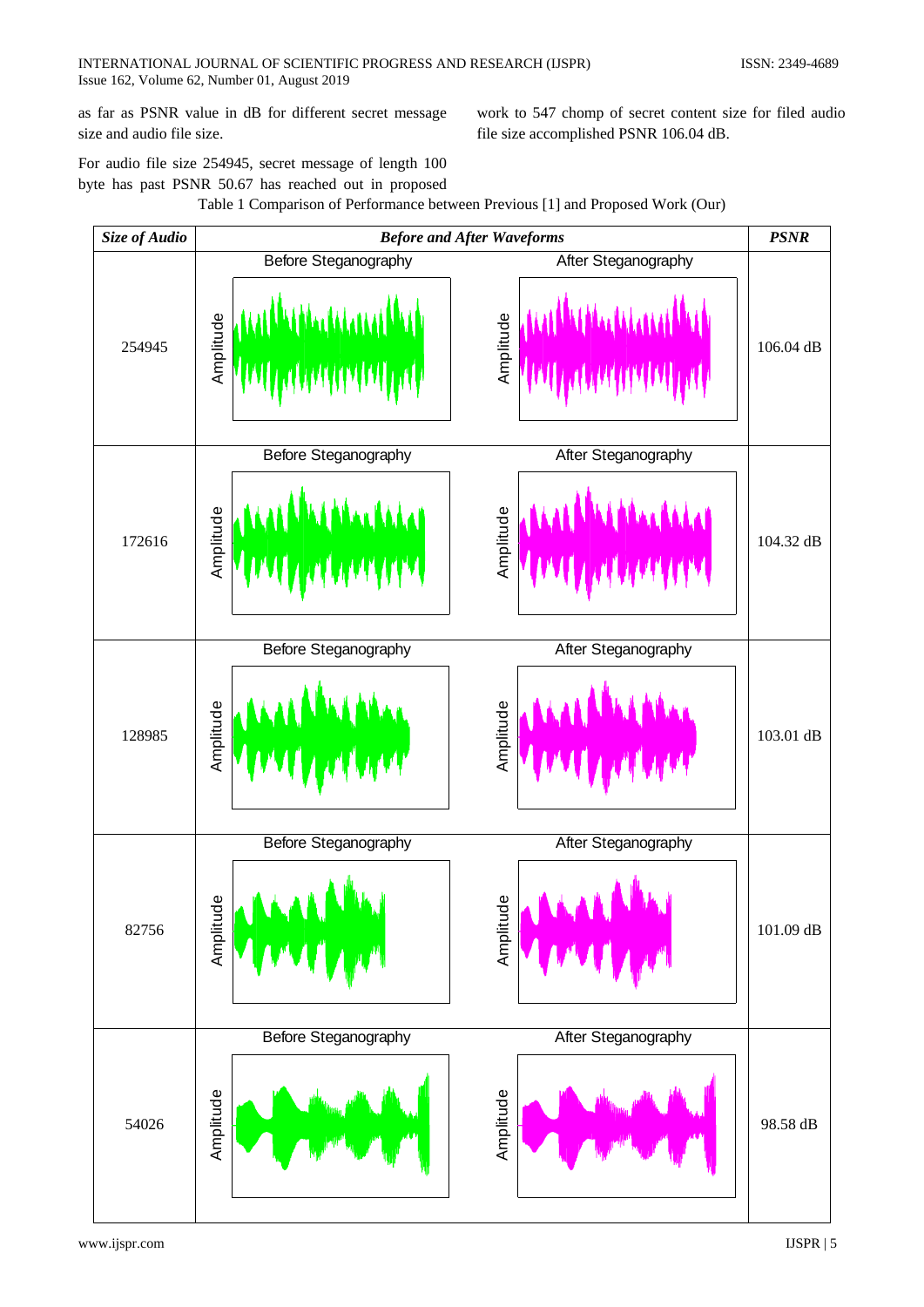as far as PSNR value in dB for different secret message size and audio file size.

For audio file size 254945, secret message of length 100 byte has past PSNR 50.67 has reached out in proposed work to 547 chomp of secret content size for filed audio file size accomplished PSNR 106.04 dB.

Table 1 Comparison of Performance between Previous [1] and Proposed Work (Our)

| ***Size of Audio*** | ***Before and After Waveforms*** | | ***PSNR*** |
|---|---|---|---|
| | Before Steganography | After Steganography | |
| 254945 | | | 106.04 dB |
| 172616 | | | 104.32 dB |
| 128985 | | | 103.01 dB |
| 82756 | | | 101.09 dB |
| 54026 | | | 98.58 dB |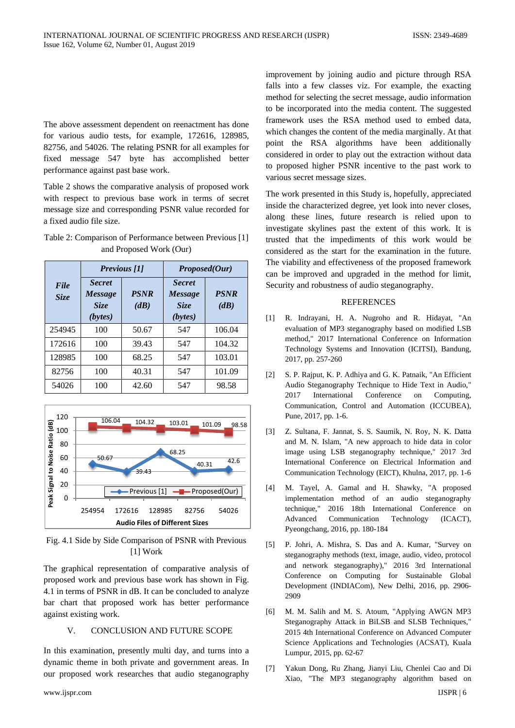The above assessment dependent on reenactment has done for various audio tests, for example, 172616, 128985, 82756, and 54026. The relating PSNR for all examples for fixed message 547 byte has accomplished better performance against past base work.

Table 2 shows the comparative analysis of proposed work with respect to previous base work in terms of secret message size and corresponding PSNR value recorded for a fixed audio file size.

Table 2: Comparison of Performance between Previous [1] and Proposed Work (Our)

| ***File Size*** | ***Previous [1]*** | | ***Proposed(Our)*** | |
|---|---|---|---|---|
| | ***Secret Message Size (bytes)*** | ***PSNR (dB)*** | ***Secret Message Size (bytes)*** | ***PSNR (dB)*** |
| 254945 | 100 | 50.67 | 547 | 106.04 |
| 172616 | 100 | 39.43 | 547 | 104.32 |
| 128985 | 100 | 68.25 | 547 | 103.01 |
| 82756 | 100 | 40.31 | 547 | 101.09 |
| 54026 | 100 | 42.60 | 547 | 98.58 |

Fig. 4.1 Side by Side Comparison of PSNR with Previous [1] Work

The graphical representation of comparative analysis of proposed work and previous base work has shown in Fig. 4.1 in terms of PSNR in dB. It can be concluded to analyze bar chart that proposed work has better performance against existing work.

## V. CONCLUSION AND FUTURE SCOPE

In this examination, presently multi day, and turns into a dynamic theme in both private and government areas. In our proposed work researches that audio steganography improvement by joining audio and picture through RSA falls into a few classes viz. For example, the exacting method for selecting the secret message, audio information to be incorporated into the media content. The suggested framework uses the RSA method used to embed data, which changes the content of the media marginally. At that point the RSA algorithms have been additionally considered in order to play out the extraction without data to proposed higher PSNR incentive to the past work to various secret message sizes.

The work presented in this Study is, hopefully, appreciated inside the characterized degree, yet look into never closes, along these lines, future research is relied upon to investigate skylines past the extent of this work. It is trusted that the impediments of this work would be considered as the start for the examination in the future. The viability and effectiveness of the proposed framework can be improved and upgraded in the method for limit, Security and robustness of audio steganography.

## REFERENCES

[1] R. Indrayani, H. A. Nugroho and R. Hidayat, "An evaluation of MP3 steganography based on modified LSB method," 2017 International Conference on Information Technology Systems and Innovation (ICITSI), Bandung, 2017, pp. 257-260

[2] S. P. Rajput, K. P. Adhiya and G. K. Patnaik, "An Efficient Audio Steganography Technique to Hide Text in Audio," 2017 International Conference on Computing, Communication, Control and Automation (ICCUBEA), Pune, 2017, pp. 1-6.

[3] Z. Sultana, F. Jannat, S. S. Saumik, N. Roy, N. K. Datta and M. N. Islam, "A new approach to hide data in color image using LSB steganography technique," 2017 3rd International Conference on Electrical Information and Communication Technology (EICT), Khulna, 2017, pp. 1-6

[4] M. Tayel, A. Gamal and H. Shawky, "A proposed implementation method of an audio steganography technique," 2016 18th International Conference on Advanced Communication Technology (ICACT), Pyeongchang, 2016, pp. 180-184

[5] P. Johri, A. Mishra, S. Das and A. Kumar, "Survey on steganography methods (text, image, audio, video, protocol and network steganography)," 2016 3rd International Conference on Computing for Sustainable Global Development (INDIACom), New Delhi, 2016, pp. 2906-2909

[6] M. M. Salih and M. S. Atoum, "Applying AWGN MP3 Steganography Attack in BiLSB and SLSB Techniques," 2015 4th International Conference on Advanced Computer Science Applications and Technologies (ACSAT), Kuala Lumpur, 2015, pp. 62-67

[7] Yakun Dong, Ru Zhang, Jianyi Liu, Chenlei Cao and Di Xiao, "The MP3 steganography algorithm based on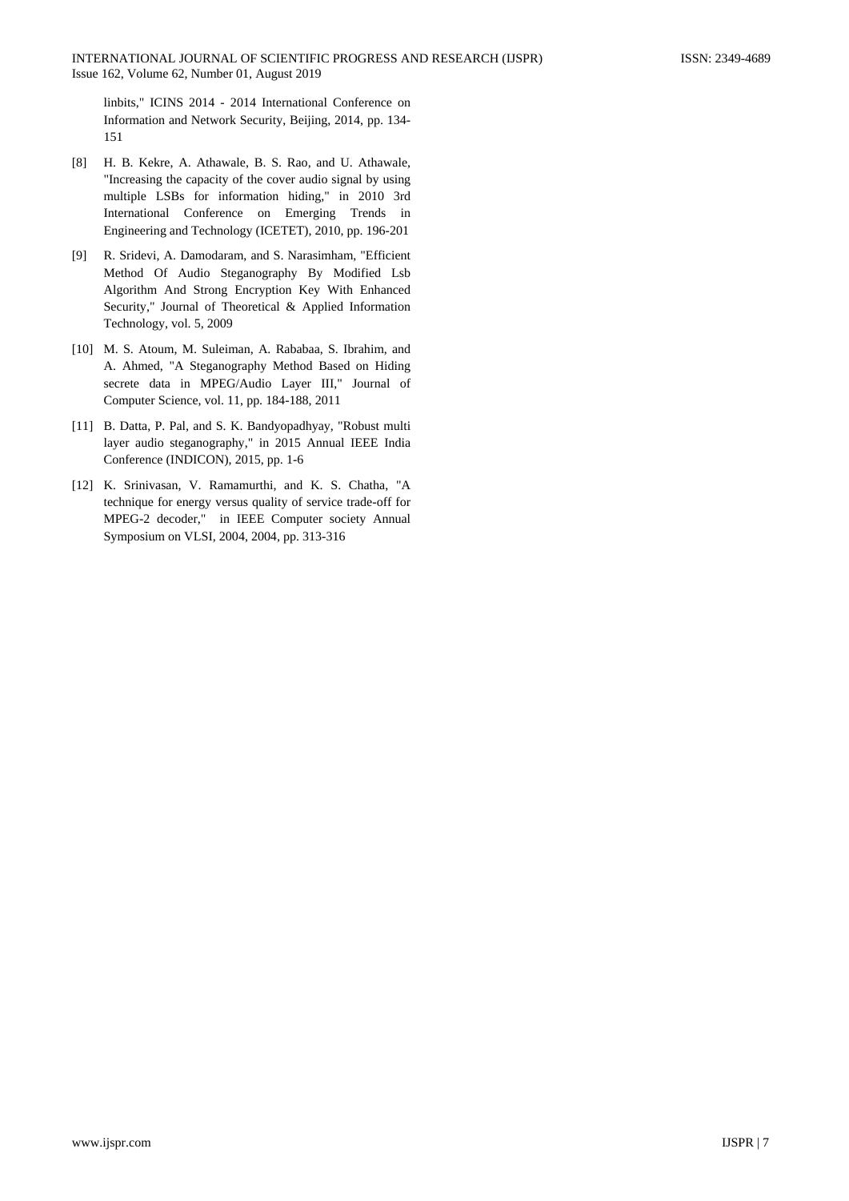linbits," ICINS 2014 - 2014 International Conference on Information and Network Security, Beijing, 2014, pp. 134-151

[8] H. B. Kekre, A. Athawale, B. S. Rao, and U. Athawale, "Increasing the capacity of the cover audio signal by using multiple LSBs for information hiding," in 2010 3rd International Conference on Emerging Trends in Engineering and Technology (ICETET), 2010, pp. 196-201

[9] R. Sridevi, A. Damodaram, and S. Narasimham, "Efficient Method Of Audio Steganography By Modified Lsb Algorithm And Strong Encryption Key With Enhanced Security," Journal of Theoretical & Applied Information Technology, vol. 5, 2009

[10] M. S. Atoum, M. Suleiman, A. Rababaa, S. Ibrahim, and A. Ahmed, "A Steganography Method Based on Hiding secrete data in MPEG/Audio Layer III," Journal of Computer Science, vol. 11, pp. 184-188, 2011

[11] B. Datta, P. Pal, and S. K. Bandyopadhyay, "Robust multi layer audio steganography," in 2015 Annual IEEE India Conference (INDICON), 2015, pp. 1-6

[12] K. Srinivasan, V. Ramamurthi, and K. S. Chatha, "A technique for energy versus quality of service trade-off for MPEG-2 decoder," in IEEE Computer society Annual Symposium on VLSI, 2004, 2004, pp. 313-316